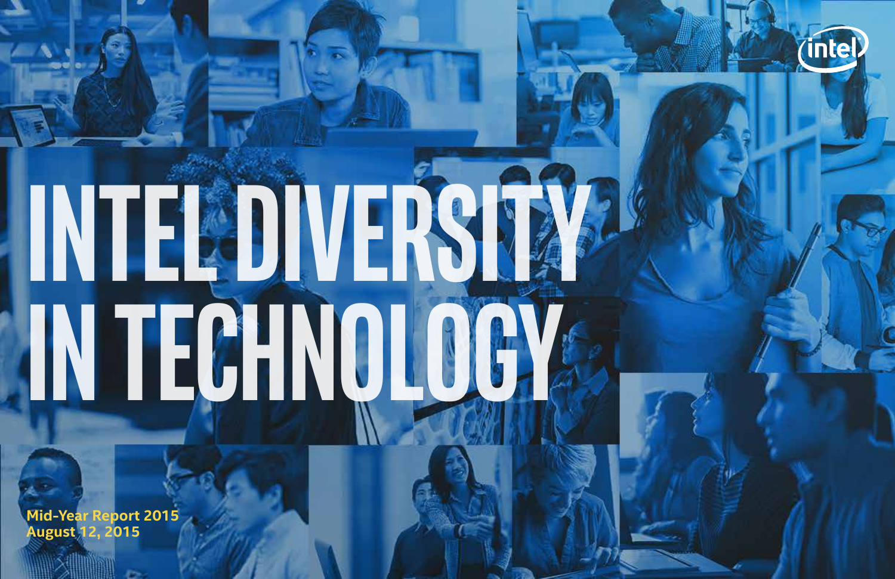# INTEL DIVERSITY IN TECHNOLOGY

Mid-Year Report 2015
August 12, 2015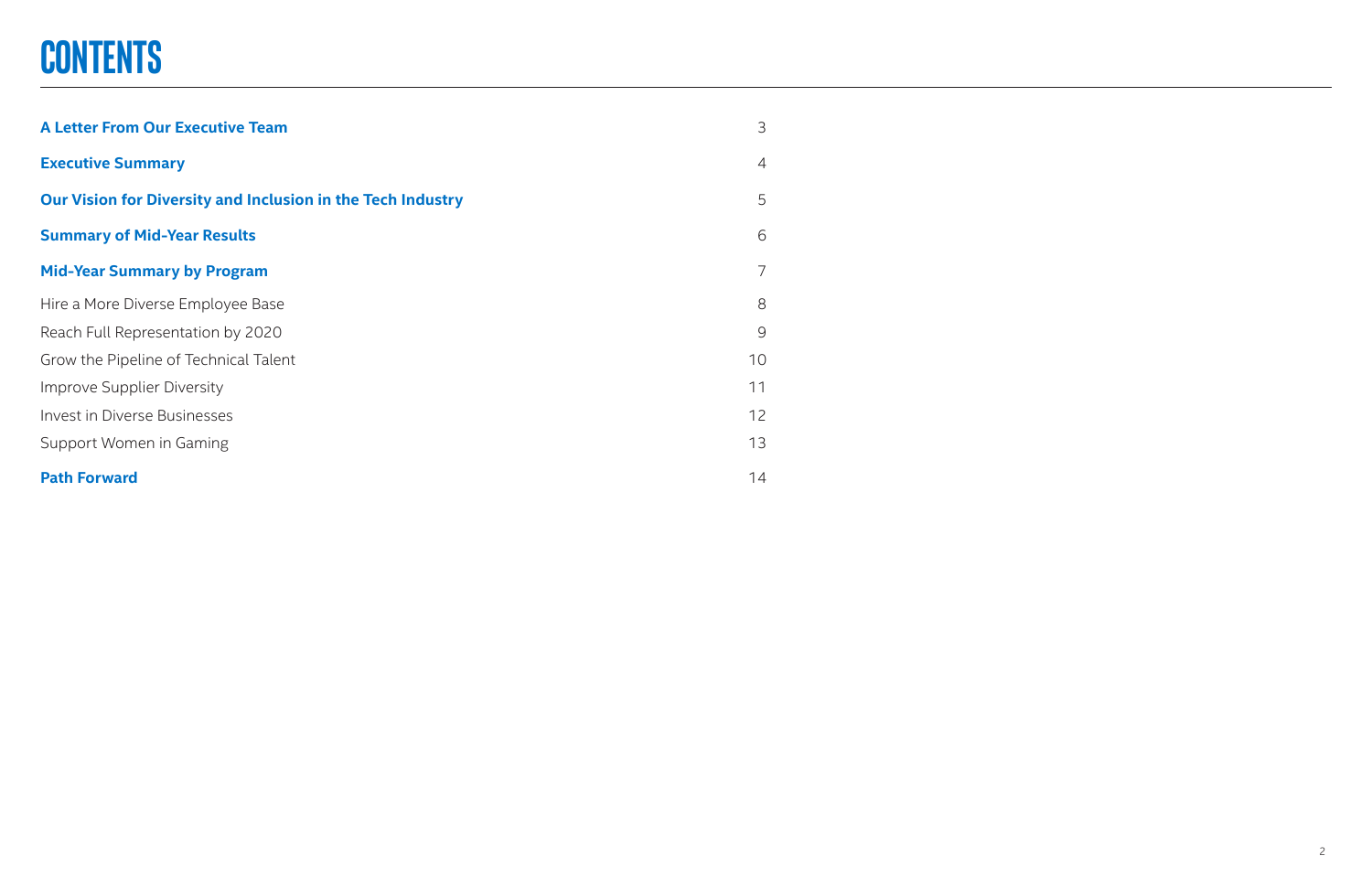# CONTENTS

| | |
|---|---|
| **A Letter From Our Executive Team** | 3 |
| **Executive Summary** | 4 |
| **Our Vision for Diversity and Inclusion in the Tech Industry** | 5 |
| **Summary of Mid-Year Results** | 6 |
| **Mid-Year Summary by Program** | 7 |
| Hire a More Diverse Employee Base | 8 |
| Reach Full Representation by 2020 | 9 |
| Grow the Pipeline of Technical Talent | 10 |
| Improve Supplier Diversity | 11 |
| Invest in Diverse Businesses | 12 |
| Support Women in Gaming | 13 |
| **Path Forward** | 14 |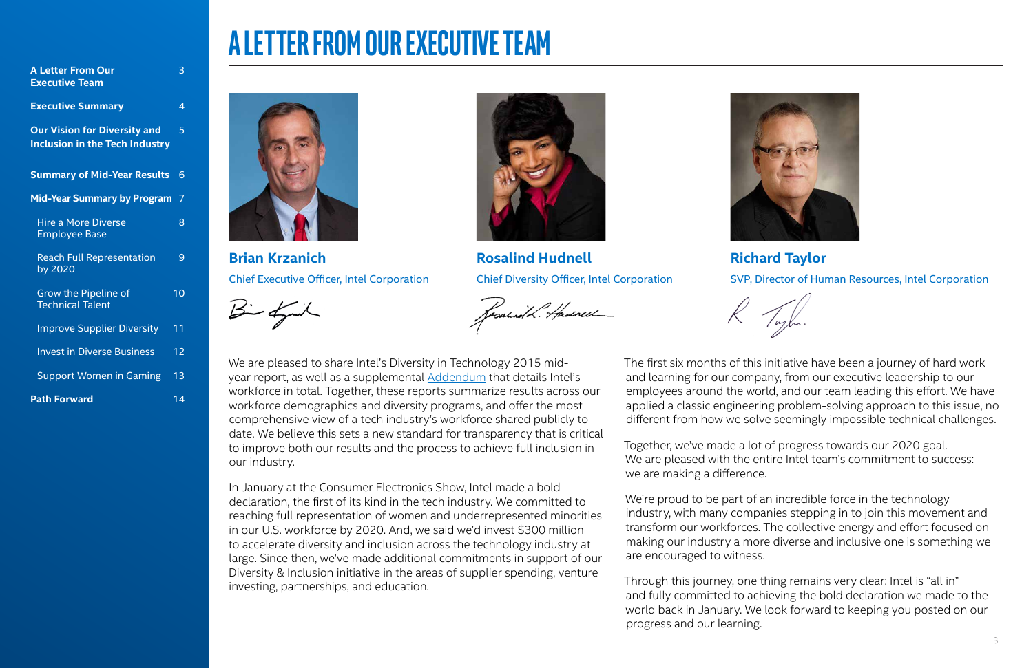| | |
|---|---|
| A Letter From Our Executive Team | 3 |
| Executive Summary | 4 |
| Our Vision for Diversity and Inclusion in the Tech Industry | 5 |
| Summary of Mid-Year Results | 6 |
| Mid-Year Summary by Program | 7 |
| Hire a More Diverse Employee Base | 8 |
| Reach Full Representation by 2020 | 9 |
| Grow the Pipeline of Technical Talent | 10 |
| Improve Supplier Diversity | 11 |
| Invest in Diverse Business | 12 |
| Support Women in Gaming | 13 |
| Path Forward | 14 |

# A LETTER FROM OUR EXECUTIVE TEAM

**Brian Krzanich**
Chief Executive Officer, Intel Corporation

**Rosalind Hudnell**
Chief Diversity Officer, Intel Corporation

**Richard Taylor**
SVP, Director of Human Resources, Intel Corporation

We are pleased to share Intel's Diversity in Technology 2015 mid-year report, as well as a supplemental Addendum that details Intel's workforce in total. Together, these reports summarize results across our workforce demographics and diversity programs, and offer the most comprehensive view of a tech industry's workforce shared publicly to date. We believe this sets a new standard for transparency that is critical to improve both our results and the process to achieve full inclusion in our industry.

In January at the Consumer Electronics Show, Intel made a bold declaration, the first of its kind in the tech industry. We committed to reaching full representation of women and underrepresented minorities in our U.S. workforce by 2020. And, we said we'd invest $300 million to accelerate diversity and inclusion across the technology industry at large. Since then, we've made additional commitments in support of our Diversity & Inclusion initiative in the areas of supplier spending, venture investing, partnerships, and education.

The first six months of this initiative have been a journey of hard work and learning for our company, from our executive leadership to our employees around the world, and our team leading this effort. We have applied a classic engineering problem-solving approach to this issue, no different from how we solve seemingly impossible technical challenges.

Together, we've made a lot of progress towards our 2020 goal. We are pleased with the entire Intel team's commitment to success: we are making a difference.

We're proud to be part of an incredible force in the technology industry, with many companies stepping in to join this movement and transform our workforces. The collective energy and effort focused on making our industry a more diverse and inclusive one is something we are encouraged to witness.

Through this journey, one thing remains very clear: Intel is "all in" and fully committed to achieving the bold declaration we made to the world back in January. We look forward to keeping you posted on our progress and our learning.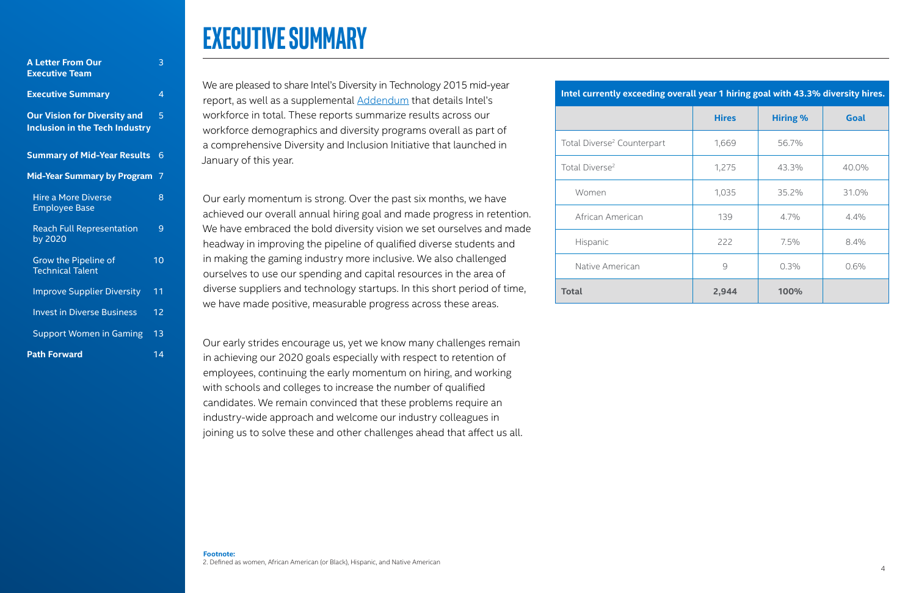- A Letter From Our Executive Team 3
- Executive Summary 4
- Our Vision for Diversity and Inclusion in the Tech Industry 5
- Summary of Mid-Year Results 6
- Mid-Year Summary by Program 7
  - Hire a More Diverse Employee Base 8
  - Reach Full Representation by 2020 9
  - Grow the Pipeline of Technical Talent 10
  - Improve Supplier Diversity 11
  - Invest in Diverse Business 12
  - Support Women in Gaming 13
- Path Forward 14

# EXECUTIVE SUMMARY

We are pleased to share Intel's Diversity in Technology 2015 mid-year report, as well as a supplemental Addendum that details Intel's workforce in total. These reports summarize results across our workforce demographics and diversity programs overall as part of a comprehensive Diversity and Inclusion Initiative that launched in January of this year.

Our early momentum is strong. Over the past six months, we have achieved our overall annual hiring goal and made progress in retention. We have embraced the bold diversity vision we set ourselves and made headway in improving the pipeline of qualified diverse students and in making the gaming industry more inclusive. We also challenged ourselves to use our spending and capital resources in the area of diverse suppliers and technology startups. In this short period of time, we have made positive, measurable progress across these areas.

Our early strides encourage us, yet we know many challenges remain in achieving our 2020 goals especially with respect to retention of employees, continuing the early momentum on hiring, and working with schools and colleges to increase the number of qualified candidates. We remain convinced that these problems require an industry-wide approach and welcome our industry colleagues in joining us to solve these and other challenges ahead that affect us all.

**Intel currently exceeding overall year 1 hiring goal with 43.3% diversity hires.**

| | Hires | Hiring % | Goal |
|---|---|---|---|
| Total Diverse[2] Counterpart | 1,669 | 56.7% | |
| Total Diverse[2] | 1,275 | 43.3% | 40.0% |
| Women | 1,035 | 35.2% | 31.0% |
| African American | 139 | 4.7% | 4.4% |
| Hispanic | 222 | 7.5% | 8.4% |
| Native American | 9 | 0.3% | 0.6% |
| **Total** | **2,944** | **100%** | |

**Footnote:**
2. Defined as women, African American (or Black), Hispanic, and Native American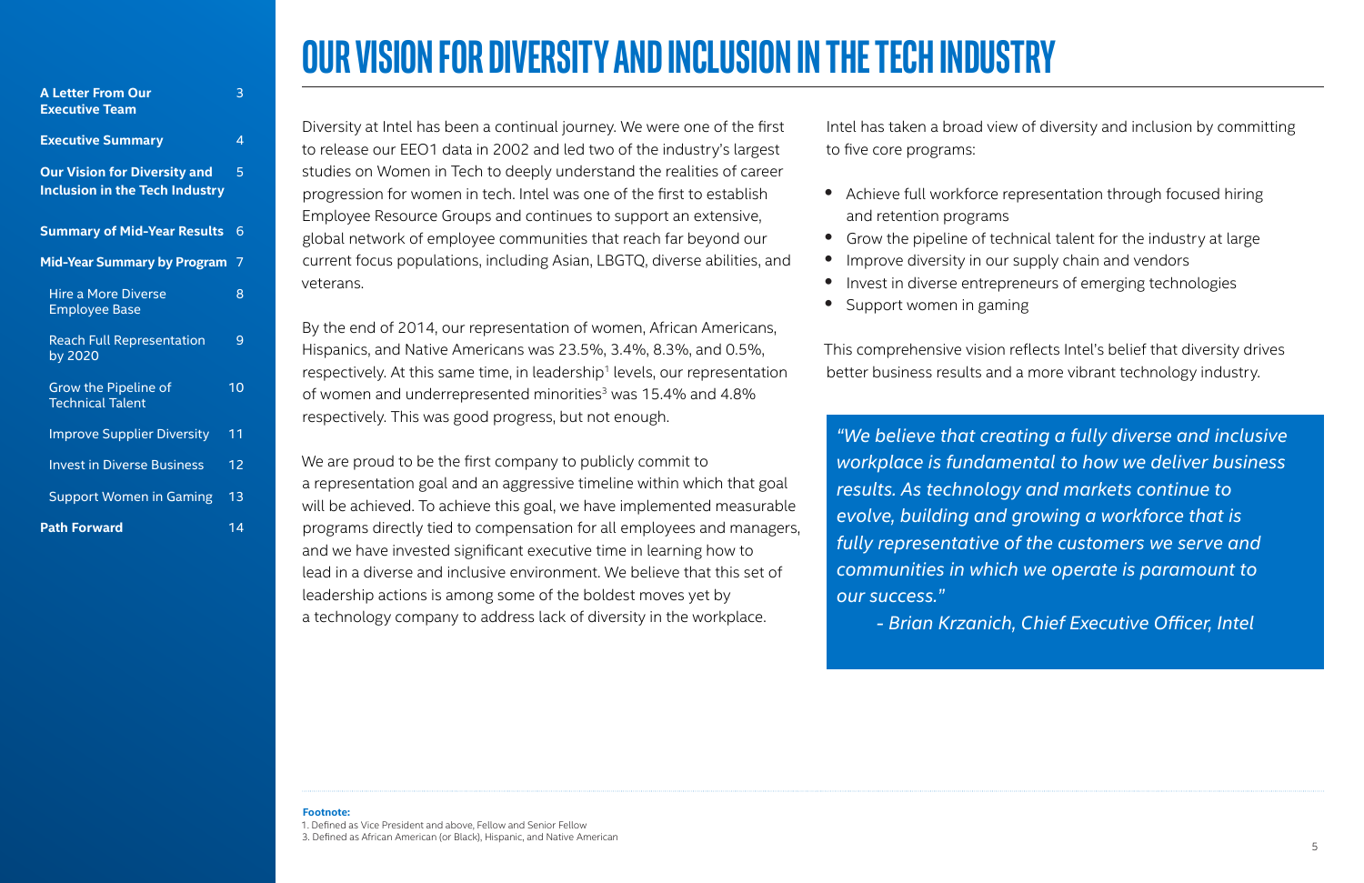# OUR VISION FOR DIVERSITY AND INCLUSION IN THE TECH INDUSTRY

Diversity at Intel has been a continual journey. We were one of the first to release our EEO1 data in 2002 and led two of the industry's largest studies on Women in Tech to deeply understand the realities of career progression for women in tech. Intel was one of the first to establish Employee Resource Groups and continues to support an extensive, global network of employee communities that reach far beyond our current focus populations, including Asian, LBGTQ, diverse abilities, and veterans.

By the end of 2014, our representation of women, African Americans, Hispanics, and Native Americans was 23.5%, 3.4%, 8.3%, and 0.5%, respectively. At this same time, in leadership[1] levels, our representation of women and underrepresented minorities[3] was 15.4% and 4.8% respectively. This was good progress, but not enough.

We are proud to be the first company to publicly commit to a representation goal and an aggressive timeline within which that goal will be achieved. To achieve this goal, we have implemented measurable programs directly tied to compensation for all employees and managers, and we have invested significant executive time in learning how to lead in a diverse and inclusive environment. We believe that this set of leadership actions is among some of the boldest moves yet by a technology company to address lack of diversity in the workplace.

Intel has taken a broad view of diversity and inclusion by committing to five core programs:

- Achieve full workforce representation through focused hiring and retention programs
- Grow the pipeline of technical talent for the industry at large
- Improve diversity in our supply chain and vendors
- Invest in diverse entrepreneurs of emerging technologies
- Support women in gaming

This comprehensive vision reflects Intel's belief that diversity drives better business results and a more vibrant technology industry.

> *"We believe that creating a fully diverse and inclusive workplace is fundamental to how we deliver business results. As technology and markets continue to evolve, building and growing a workforce that is fully representative of the customers we serve and communities in which we operate is paramount to our success."*
>
> *- Brian Krzanich, Chief Executive Officer, Intel*

**Footnote:**

1. Defined as Vice President and above, Fellow and Senior Fellow
3. Defined as African American (or Black), Hispanic, and Native American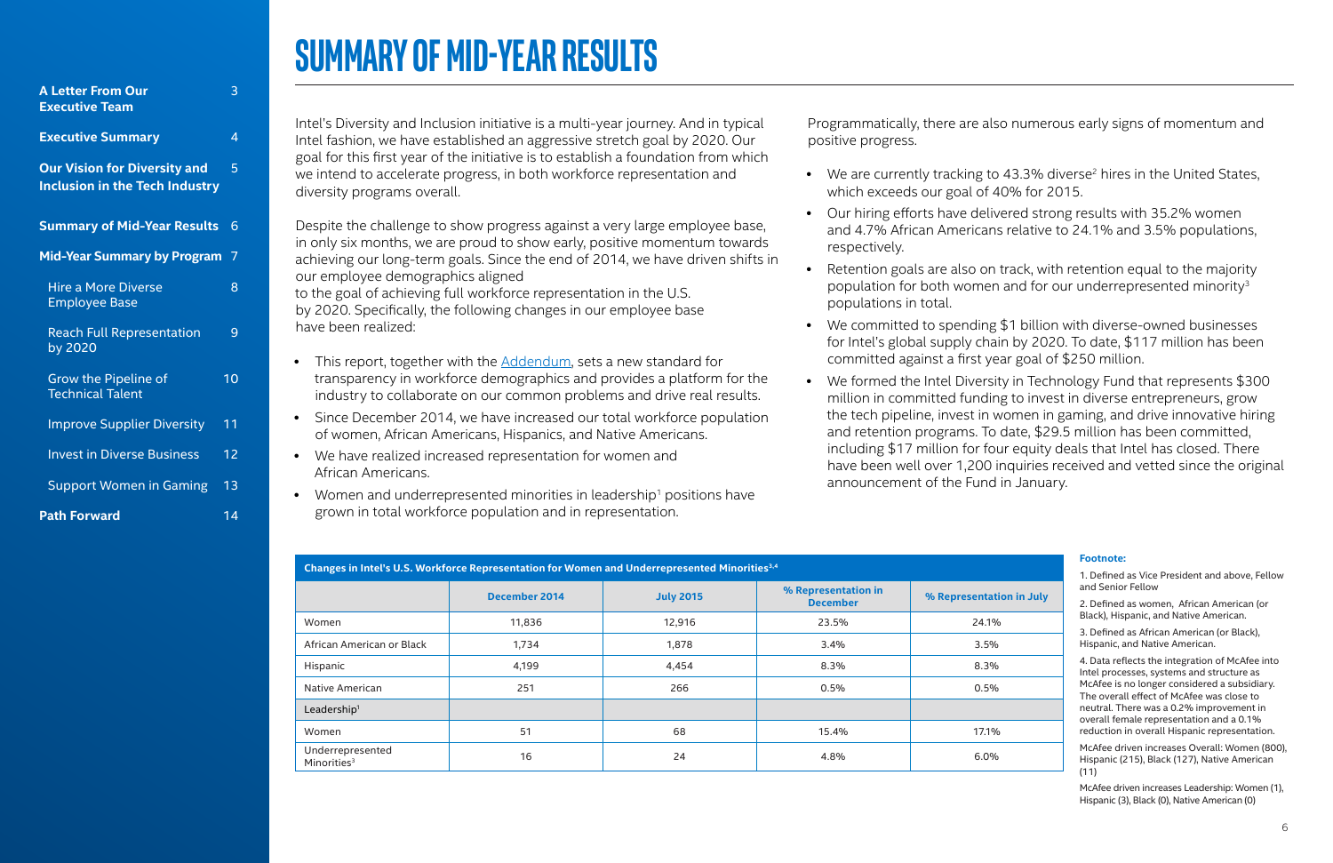- A Letter From Our Executive Team 3
- Executive Summary 4
- Our Vision for Diversity and Inclusion in the Tech Industry 5
- Summary of Mid-Year Results 6
- Mid-Year Summary by Program 7
  - Hire a More Diverse Employee Base 8
  - Reach Full Representation by 2020 9
  - Grow the Pipeline of Technical Talent 10
  - Improve Supplier Diversity 11
  - Invest in Diverse Business 12
  - Support Women in Gaming 13
- Path Forward 14

# SUMMARY OF MID-YEAR RESULTS

Intel's Diversity and Inclusion initiative is a multi-year journey. And in typical Intel fashion, we have established an aggressive stretch goal by 2020. Our goal for this first year of the initiative is to establish a foundation from which we intend to accelerate progress, in both workforce representation and diversity programs overall.

Despite the challenge to show progress against a very large employee base, in only six months, we are proud to show early, positive momentum towards achieving our long-term goals. Since the end of 2014, we have driven shifts in our employee demographics aligned to the goal of achieving full workforce representation in the U.S. by 2020. Specifically, the following changes in our employee base have been realized:

- This report, together with the Addendum, sets a new standard for transparency in workforce demographics and provides a platform for the industry to collaborate on our common problems and drive real results.
- Since December 2014, we have increased our total workforce population of women, African Americans, Hispanics, and Native Americans.
- We have realized increased representation for women and African Americans.
- Women and underrepresented minorities in leadership[1] positions have grown in total workforce population and in representation.

Programmatically, there are also numerous early signs of momentum and positive progress.

- We are currently tracking to 43.3% diverse[2] hires in the United States, which exceeds our goal of 40% for 2015.
- Our hiring efforts have delivered strong results with 35.2% women and 4.7% African Americans relative to 24.1% and 3.5% populations, respectively.
- Retention goals are also on track, with retention equal to the majority population for both women and for our underrepresented minority[3] populations in total.
- We committed to spending $1 billion with diverse-owned businesses for Intel's global supply chain by 2020. To date, $117 million has been committed against a first year goal of $250 million.
- We formed the Intel Diversity in Technology Fund that represents $300 million in committed funding to invest in diverse entrepreneurs, grow the tech pipeline, invest in women in gaming, and drive innovative hiring and retention programs. To date, $29.5 million has been committed, including $17 million for four equity deals that Intel has closed. There have been well over 1,200 inquiries received and vetted since the original announcement of the Fund in January.

**Changes in Intel's U.S. Workforce Representation for Women and Underrepresented Minorities[3,4]**

| | December 2014 | July 2015 | % Representation in December | % Representation in July |
|---|---|---|---|---|
| Women | 11,836 | 12,916 | 23.5% | 24.1% |
| African American or Black | 1,734 | 1,878 | 3.4% | 3.5% |
| Hispanic | 4,199 | 4,454 | 8.3% | 8.3% |
| Native American | 251 | 266 | 0.5% | 0.5% |
| Leadership[1] | | | | |
| Women | 51 | 68 | 15.4% | 17.1% |
| Underrepresented Minorities[3] | 16 | 24 | 4.8% | 6.0% |

**Footnote:**

1. Defined as Vice President and above, Fellow and Senior Fellow
2. Defined as women, African American (or Black), Hispanic, and Native American.
3. Defined as African American (or Black), Hispanic, and Native American.
4. Data reflects the integration of McAfee into Intel processes, systems and structure as McAfee is no longer considered a subsidiary. The overall effect of McAfee was close to neutral. There was a 0.2% improvement in overall female representation and a 0.1% reduction in overall Hispanic representation.

McAfee driven increases Overall: Women (800), Hispanic (215), Black (127), Native American (11)

McAfee driven increases Leadership: Women (1), Hispanic (3), Black (0), Native American (0)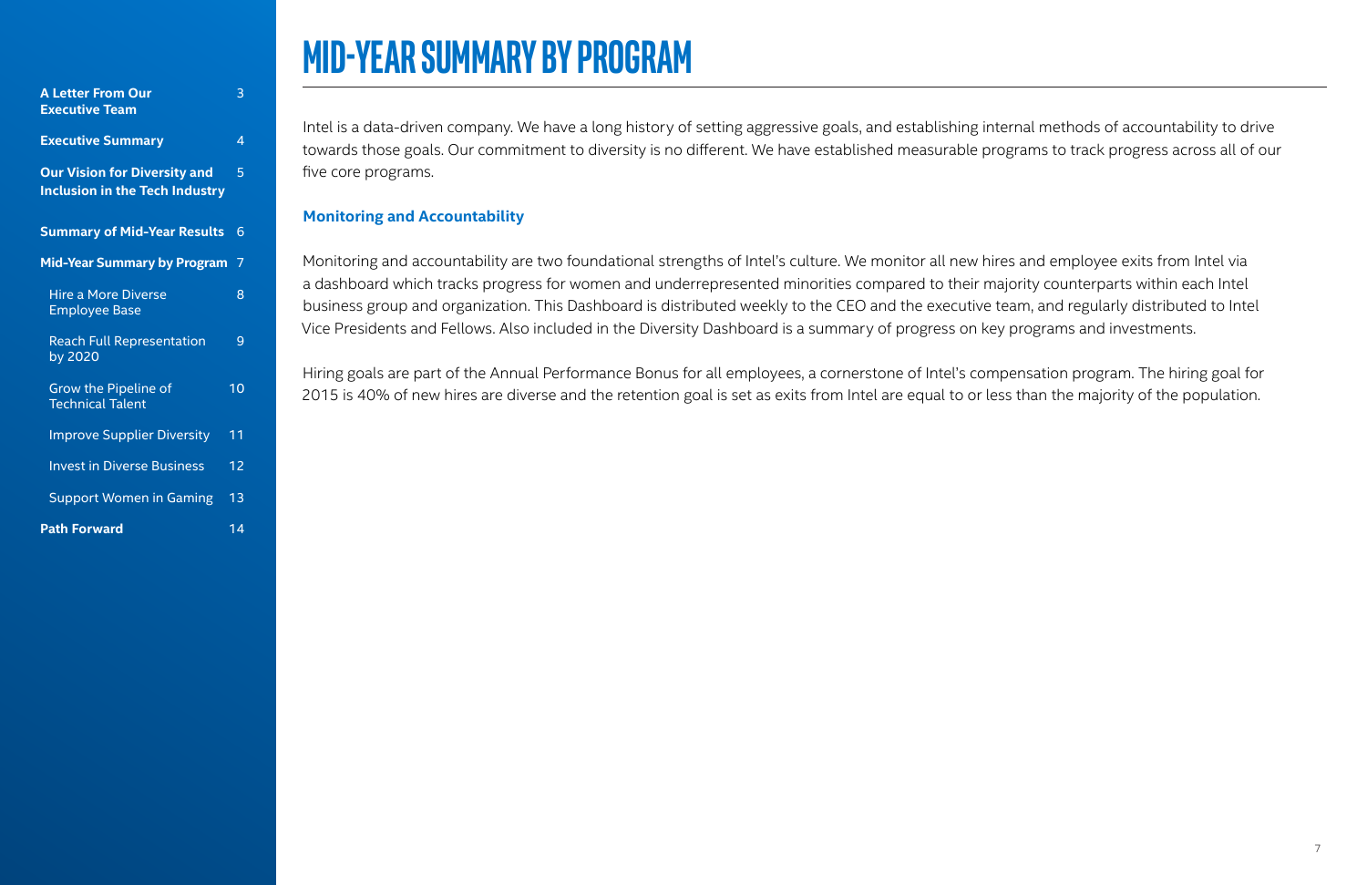# MID-YEAR SUMMARY BY PROGRAM

Intel is a data-driven company. We have a long history of setting aggressive goals, and establishing internal methods of accountability to drive towards those goals. Our commitment to diversity is no different. We have established measurable programs to track progress across all of our five core programs.

### Monitoring and Accountability

Monitoring and accountability are two foundational strengths of Intel's culture. We monitor all new hires and employee exits from Intel via a dashboard which tracks progress for women and underrepresented minorities compared to their majority counterparts within each Intel business group and organization. This Dashboard is distributed weekly to the CEO and the executive team, and regularly distributed to Intel Vice Presidents and Fellows. Also included in the Diversity Dashboard is a summary of progress on key programs and investments.

Hiring goals are part of the Annual Performance Bonus for all employees, a cornerstone of Intel's compensation program. The hiring goal for 2015 is 40% of new hires are diverse and the retention goal is set as exits from Intel are equal to or less than the majority of the population.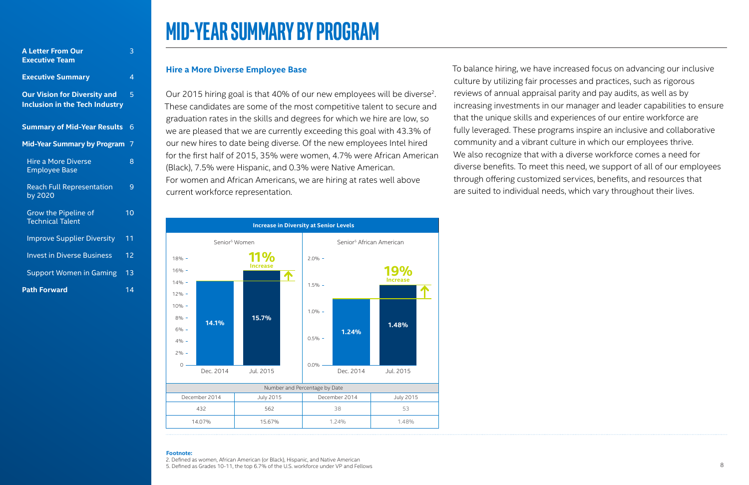# MID-YEAR SUMMARY BY PROGRAM

## Hire a More Diverse Employee Base

Our 2015 hiring goal is that 40% of our new employees will be diverse[2]. These candidates are some of the most competitive talent to secure and graduation rates in the skills and degrees for which we hire are low, so we are pleased that we are currently exceeding this goal with 43.3% of our new hires to date being diverse. Of the new employees Intel hired for the first half of 2015, 35% were women, 4.7% were African American (Black), 7.5% were Hispanic, and 0.3% were Native American. For women and African Americans, we are hiring at rates well above current workforce representation.

To balance hiring, we have increased focus on advancing our inclusive culture by utilizing fair processes and practices, such as rigorous reviews of annual appraisal parity and pay audits, as well as by increasing investments in our manager and leader capabilities to ensure that the unique skills and experiences of our entire workforce are fully leveraged. These programs inspire an inclusive and collaborative community and a vibrant culture in which our employees thrive. We also recognize that with a diverse workforce comes a need for diverse benefits. To meet this need, we support of all of our employees through offering customized services, benefits, and resources that are suited to individual needs, which vary throughout their lives.

**Increase in Diversity at Senior Levels**

Senior[5] Women: 14.1% (Dec. 2014) → 15.7% (Jul. 2015) — **11% Increase**

Senior[5] African American: 1.24% (Dec. 2014) → 1.48% (Jul. 2015) — **19% Increase**

| Number and Percentage by Date | | | |
|---|---|---|---|
| December 2014 | July 2015 | December 2014 | July 2015 |
| 432 | 562 | 38 | 53 |
| 14.07% | 15.67% | 1.24% | 1.48% |

**Footnote:**

2. Defined as women, African American (or Black), Hispanic, and Native American
5. Defined as Grades 10-11, the top 6.7% of the U.S. workforce under VP and Fellows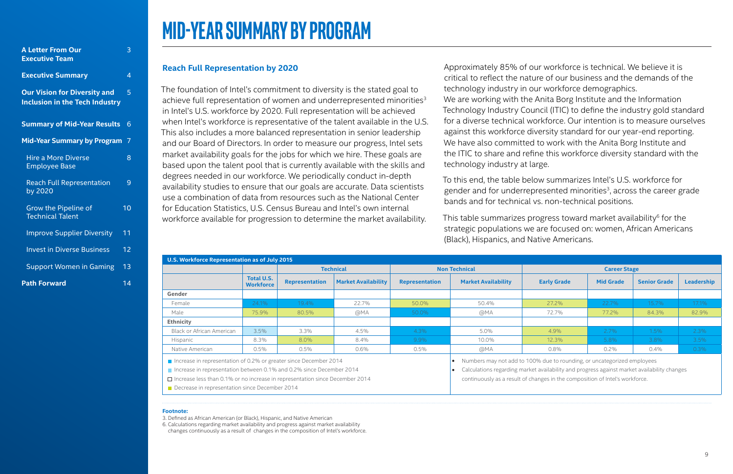# MID-YEAR SUMMARY BY PROGRAM

## Reach Full Representation by 2020

The foundation of Intel's commitment to diversity is the stated goal to achieve full representation of women and underrepresented minorities[3] in Intel's U.S. workforce by 2020. Full representation will be achieved when Intel's workforce is representative of the talent available in the U.S. This also includes a more balanced representation in senior leadership and our Board of Directors. In order to measure our progress, Intel sets market availability goals for the jobs for which we hire. These goals are based upon the talent pool that is currently available with the skills and degrees needed in our workforce. We periodically conduct in-depth availability studies to ensure that our goals are accurate. Data scientists use a combination of data from resources such as the National Center for Education Statistics, U.S. Census Bureau and Intel's own internal workforce available for progression to determine the market availability.

Approximately 85% of our workforce is technical. We believe it is critical to reflect the nature of our business and the demands of the technology industry in our workforce demographics. We are working with the Anita Borg Institute and the Information Technology Industry Council (ITIC) to define the industry gold standard for a diverse technical workforce. Our intention is to measure ourselves against this workforce diversity standard for our year-end reporting. We have also committed to work with the Anita Borg Institute and the ITIC to share and refine this workforce diversity standard with the technology industry at large.

To this end, the table below summarizes Intel's U.S. workforce for gender and for underrepresented minorities[3], across the career grade bands and for technical vs. non-technical positions.

This table summarizes progress toward market availability[6] for the strategic populations we are focused on: women, African Americans (Black), Hispanics, and Native Americans.

**U.S. Workforce Representation as of July 2015**

| | | Technical | | Non Technical | | Career Stage | | | |
|---|---|---|---|---|---|---|---|---|---|
| | Total U.S. Workforce | Representation | Market Availability | Representation | Market Availability | Early Grade | Mid Grade | Senior Grade | Leadership |
| **Gender** | | | | | | | | | |
| Female | 24.1% | 19.4% | 22.7% | 50.0% | 50.4% | 27.2% | 22.7% | 15.7% | 17.1% |
| Male | 75.9% | 80.5% | @MA | 50.0% | @MA | 72.7% | 77.2% | 84.3% | 82.9% |
| **Ethnicity** | | | | | | | | | |
| Black or African American | 3.5% | 3.3% | 4.5% | 4.3% | 5.0% | 4.9% | 2.7% | 1.5% | 2.3% |
| Hispanic | 8.3% | 8.0% | 8.4% | 9.9% | 10.0% | 12.3% | 5.8% | 3.8% | 3.5% |
| Native American | 0.5% | 0.5% | 0.6% | 0.5% | @MA | 0.8% | 0.2% | 0.4% | 0.3% |

- Increase in representation of 0.2% or greater since December 2014
- Increase in representation between 0.1% and 0.2% since December 2014
- Increase less than 0.1% or no increase in representation since December 2014
- Decrease in representation since December 2014

- Numbers may not add to 100% due to rounding, or uncategorized employees
- Calculations regarding market availability and progress against market availability changes continuously as a result of changes in the composition of Intel's workforce.

**Footnote:**

3. Defined as African American (or Black), Hispanic, and Native American
6. Calculations regarding market availability and progress against market availability changes continuously as a result of changes in the composition of Intel's workforce.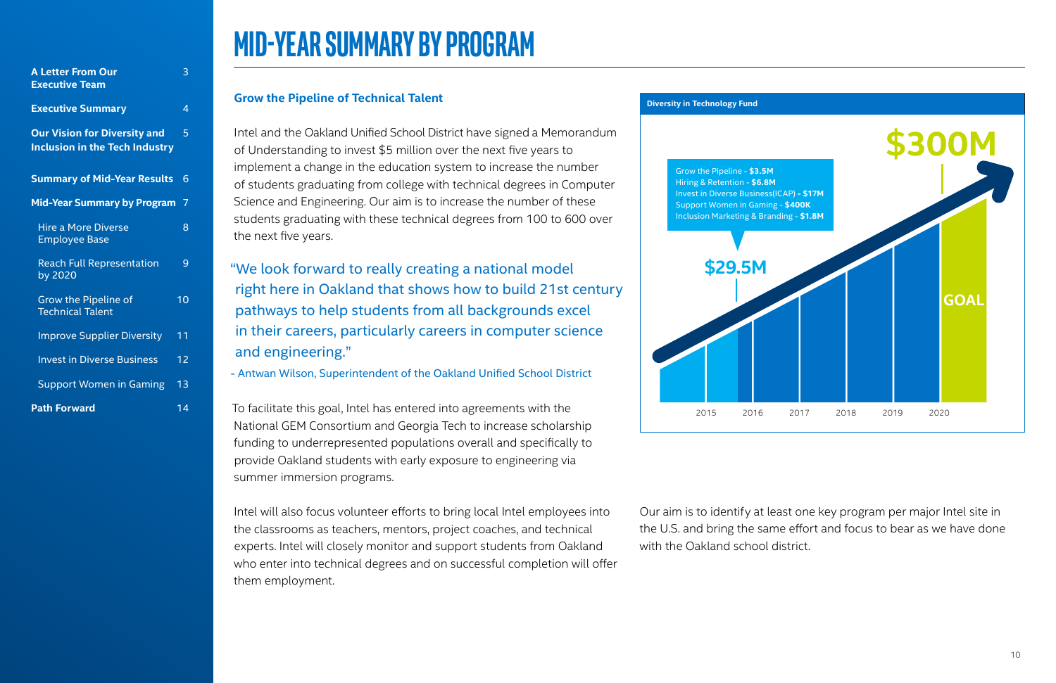# MID-YEAR SUMMARY BY PROGRAM

- A Letter From Our Executive Team — 3
- Executive Summary — 4
- Our Vision for Diversity and Inclusion in the Tech Industry — 5
- Summary of Mid-Year Results — 6
- Mid-Year Summary by Program — 7
  - Hire a More Diverse Employee Base — 8
  - Reach Full Representation by 2020 — 9
  - Grow the Pipeline of Technical Talent — 10
  - Improve Supplier Diversity — 11
  - Invest in Diverse Business — 12
  - Support Women in Gaming — 13
- Path Forward — 14

## Grow the Pipeline of Technical Talent

Intel and the Oakland Unified School District have signed a Memorandum of Understanding to invest $5 million over the next five years to implement a change in the education system to increase the number of students graduating from college with technical degrees in Computer Science and Engineering. Our aim is to increase the number of these students graduating with these technical degrees from 100 to 600 over the next five years.

"We look forward to really creating a national model right here in Oakland that shows how to build 21st century pathways to help students from all backgrounds excel in their careers, particularly careers in computer science and engineering."

- Antwan Wilson, Superintendent of the Oakland Unified School District

To facilitate this goal, Intel has entered into agreements with the National GEM Consortium and Georgia Tech to increase scholarship funding to underrepresented populations overall and specifically to provide Oakland students with early exposure to engineering via summer immersion programs.

Intel will also focus volunteer efforts to bring local Intel employees into the classrooms as teachers, mentors, project coaches, and technical experts. Intel will closely monitor and support students from Oakland who enter into technical degrees and on successful completion will offer them employment.

**Diversity in Technology Fund**

- Grow the Pipeline - **$3.5M**
- Hiring & Retention - **$6.8M**
- Invest in Diverse Business(ICAP) **- $17M**
- Support Women in Gaming - **$400K**
- Inclusion Marketing & Branding - **$1.8M**

$29.5M

$300M GOAL

2015 | 2016 | 2017 | 2018 | 2019 | 2020

Our aim is to identify at least one key program per major Intel site in the U.S. and bring the same effort and focus to bear as we have done with the Oakland school district.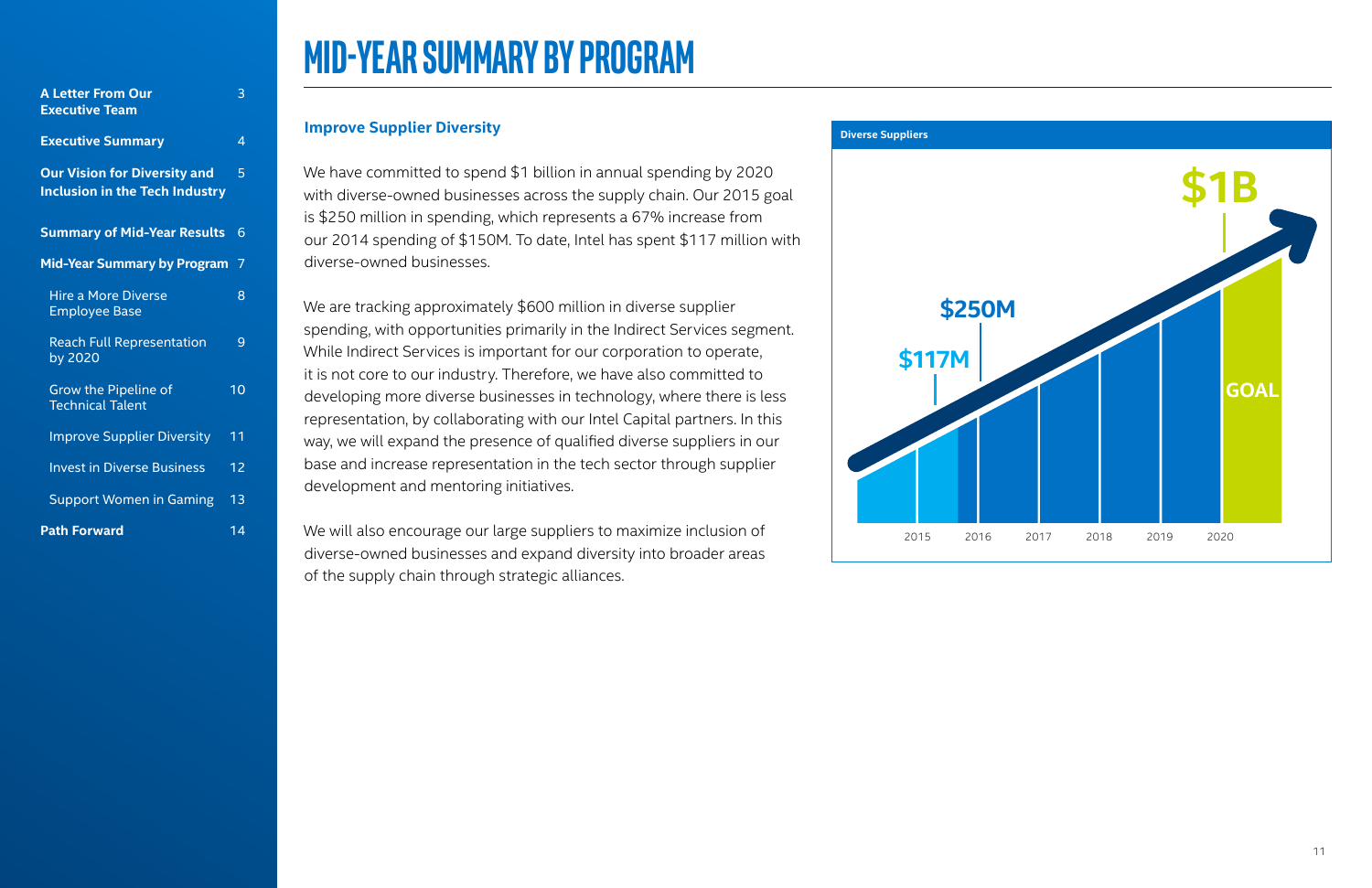- **A Letter From Our Executive Team** 3
- **Executive Summary** 4
- **Our Vision for Diversity and Inclusion in the Tech Industry** 5
- **Summary of Mid-Year Results** 6
- **Mid-Year Summary by Program** 7
  - Hire a More Diverse Employee Base 8
  - Reach Full Representation by 2020 9
  - Grow the Pipeline of Technical Talent 10
  - Improve Supplier Diversity 11
  - Invest in Diverse Business 12
  - Support Women in Gaming 13
- **Path Forward** 14

# MID-YEAR SUMMARY BY PROGRAM

## Improve Supplier Diversity

We have committed to spend $1 billion in annual spending by 2020 with diverse-owned businesses across the supply chain. Our 2015 goal is $250 million in spending, which represents a 67% increase from our 2014 spending of $150M. To date, Intel has spent $117 million with diverse-owned businesses.

We are tracking approximately $600 million in diverse supplier spending, with opportunities primarily in the Indirect Services segment. While Indirect Services is important for our corporation to operate, it is not core to our industry. Therefore, we have also committed to developing more diverse businesses in technology, where there is less representation, by collaborating with our Intel Capital partners. In this way, we will expand the presence of qualified diverse suppliers in our base and increase representation in the tech sector through supplier development and mentoring initiatives.

We will also encourage our large suppliers to maximize inclusion of diverse-owned businesses and expand diversity into broader areas of the supply chain through strategic alliances.

**Diverse Suppliers**

| Year | Value |
|---|---|
| 2015 | $117M (to date); $250M (goal) |
| 2016 | |
| 2017 | |
| 2018 | |
| 2019 | |
| 2020 | $1B (GOAL) |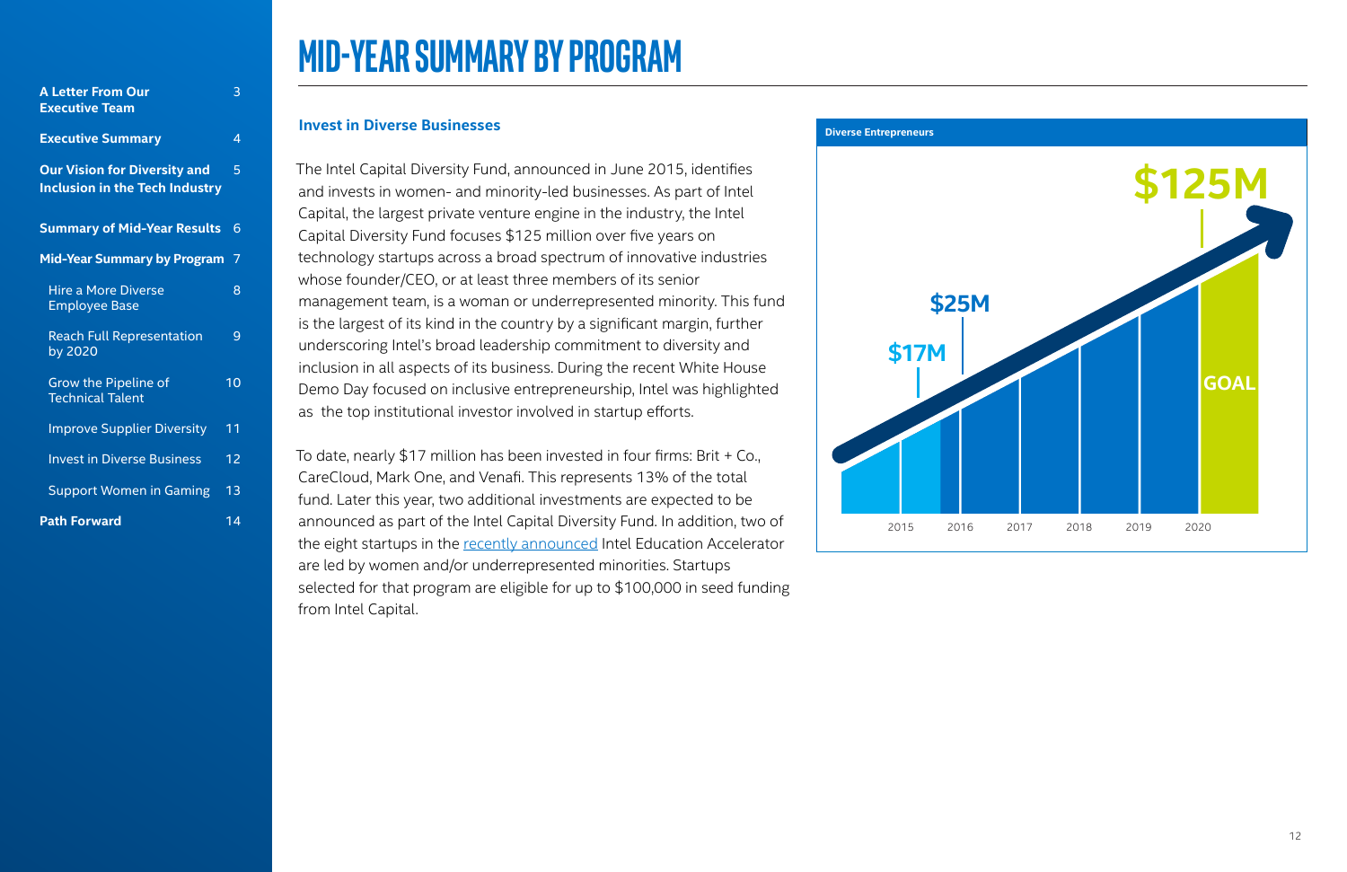# MID-YEAR SUMMARY BY PROGRAM

| | |
|---|---|
| **A Letter From Our Executive Team** | 3 |
| **Executive Summary** | 4 |
| **Our Vision for Diversity and Inclusion in the Tech Industry** | 5 |
| **Summary of Mid-Year Results** | 6 |
| **Mid-Year Summary by Program** | 7 |
| Hire a More Diverse Employee Base | 8 |
| Reach Full Representation by 2020 | 9 |
| Grow the Pipeline of Technical Talent | 10 |
| Improve Supplier Diversity | 11 |
| Invest in Diverse Business | 12 |
| Support Women in Gaming | 13 |
| **Path Forward** | 14 |

## Invest in Diverse Businesses

The Intel Capital Diversity Fund, announced in June 2015, identifies and invests in women- and minority-led businesses. As part of Intel Capital, the largest private venture engine in the industry, the Intel Capital Diversity Fund focuses $125 million over five years on technology startups across a broad spectrum of innovative industries whose founder/CEO, or at least three members of its senior management team, is a woman or underrepresented minority. This fund is the largest of its kind in the country by a significant margin, further underscoring Intel's broad leadership commitment to diversity and inclusion in all aspects of its business. During the recent White House Demo Day focused on inclusive entrepreneurship, Intel was highlighted as the top institutional investor involved in startup efforts.

To date, nearly $17 million has been invested in four firms: Brit + Co., CareCloud, Mark One, and Venafi. This represents 13% of the total fund. Later this year, two additional investments are expected to be announced as part of the Intel Capital Diversity Fund. In addition, two of the eight startups in the recently announced Intel Education Accelerator are led by women and/or underrepresented minorities. Startups selected for that program are eligible for up to $100,000 in seed funding from Intel Capital.

**Diverse Entrepreneurs**

| Year | Amount |
|---|---|
| 2015 | $17M |
| 2016 | $25M |
| 2017 | |
| 2018 | |
| 2019 | |
| 2020 | $125M (GOAL) |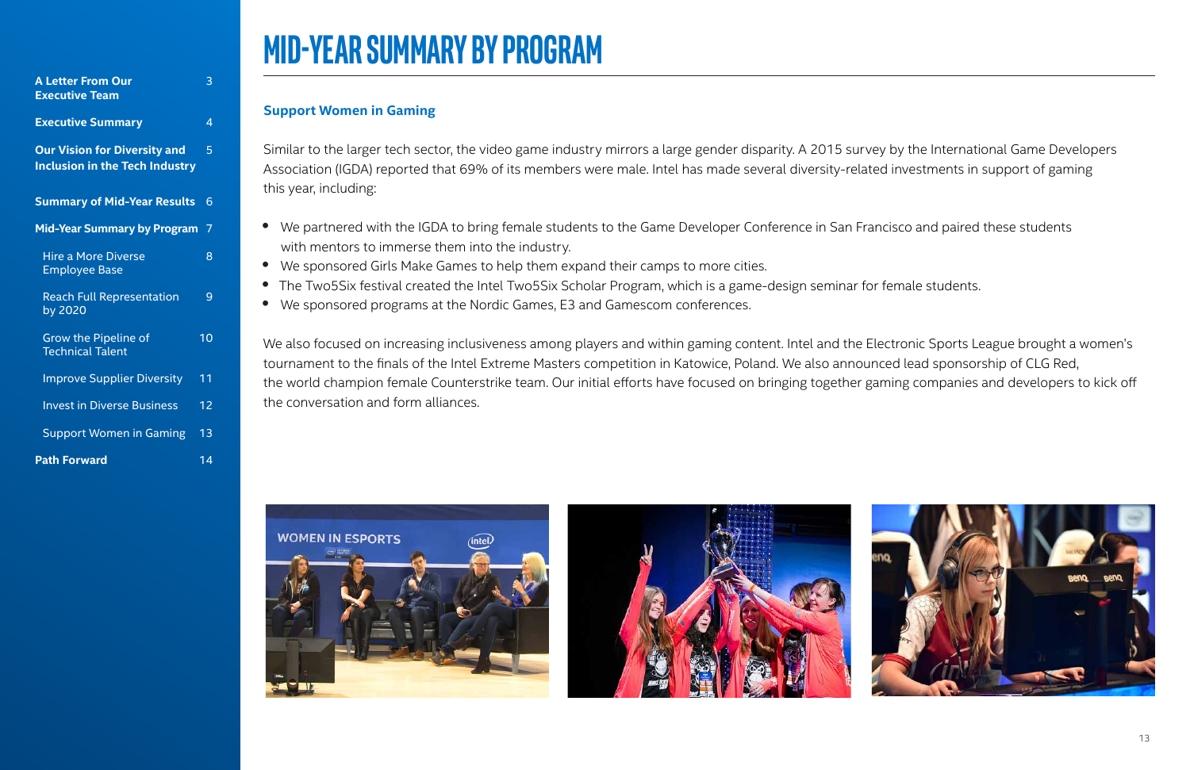- A Letter From Our Executive Team 3
- Executive Summary 4
- Our Vision for Diversity and Inclusion in the Tech Industry 5
- Summary of Mid-Year Results 6
- Mid-Year Summary by Program 7
  - Hire a More Diverse Employee Base 8
  - Reach Full Representation by 2020 9
  - Grow the Pipeline of Technical Talent 10
  - Improve Supplier Diversity 11
  - Invest in Diverse Business 12
  - Support Women in Gaming 13
- Path Forward 14

# MID-YEAR SUMMARY BY PROGRAM

### Support Women in Gaming

Similar to the larger tech sector, the video game industry mirrors a large gender disparity. A 2015 survey by the International Game Developers Association (IGDA) reported that 69% of its members were male. Intel has made several diversity-related investments in support of gaming this year, including:

- We partnered with the IGDA to bring female students to the Game Developer Conference in San Francisco and paired these students with mentors to immerse them into the industry.
- We sponsored Girls Make Games to help them expand their camps to more cities.
- The Two5Six festival created the Intel Two5Six Scholar Program, which is a game-design seminar for female students.
- We sponsored programs at the Nordic Games, E3 and Gamescom conferences.

We also focused on increasing inclusiveness among players and within gaming content. Intel and the Electronic Sports League brought a women's tournament to the finals of the Intel Extreme Masters competition in Katowice, Poland. We also announced lead sponsorship of CLG Red, the world champion female Counterstrike team. Our initial efforts have focused on bringing together gaming companies and developers to kick off the conversation and form alliances.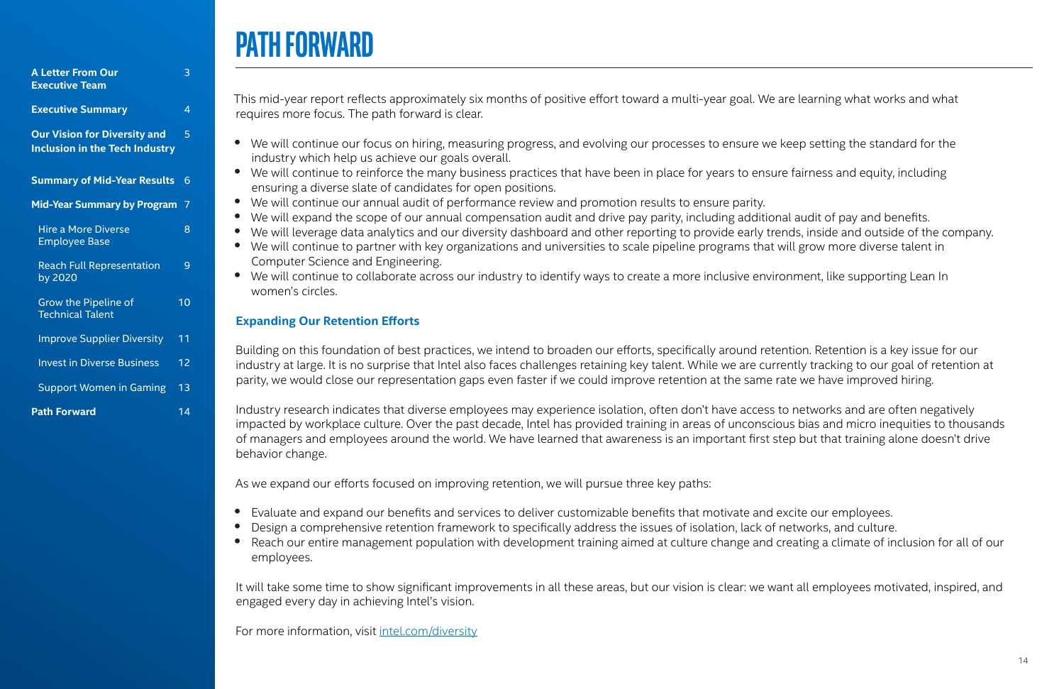# PATH FORWARD

This mid-year report reflects approximately six months of positive effort toward a multi-year goal. We are learning what works and what requires more focus. The path forward is clear.

- We will continue our focus on hiring, measuring progress, and evolving our processes to ensure we keep setting the standard for the industry which help us achieve our goals overall.
- We will continue to reinforce the many business practices that have been in place for years to ensure fairness and equity, including ensuring a diverse slate of candidates for open positions.
- We will continue our annual audit of performance review and promotion results to ensure parity.
- We will expand the scope of our annual compensation audit and drive pay parity, including additional audit of pay and benefits.
- We will leverage data analytics and our diversity dashboard and other reporting to provide early trends, inside and outside of the company.
- We will continue to partner with key organizations and universities to scale pipeline programs that will grow more diverse talent in Computer Science and Engineering.
- We will continue to collaborate across our industry to identify ways to create a more inclusive environment, like supporting Lean In women's circles.

## Expanding Our Retention Efforts

Building on this foundation of best practices, we intend to broaden our efforts, specifically around retention. Retention is a key issue for our industry at large. It is no surprise that Intel also faces challenges retaining key talent. While we are currently tracking to our goal of retention at parity, we would close our representation gaps even faster if we could improve retention at the same rate we have improved hiring.

Industry research indicates that diverse employees may experience isolation, often don't have access to networks and are often negatively impacted by workplace culture. Over the past decade, Intel has provided training in areas of unconscious bias and micro inequities to thousands of managers and employees around the world. We have learned that awareness is an important first step but that training alone doesn't drive behavior change.

As we expand our efforts focused on improving retention, we will pursue three key paths:

- Evaluate and expand our benefits and services to deliver customizable benefits that motivate and excite our employees.
- Design a comprehensive retention framework to specifically address the issues of isolation, lack of networks, and culture.
- Reach our entire management population with development training aimed at culture change and creating a climate of inclusion for all of our employees.

It will take some time to show significant improvements in all these areas, but our vision is clear: we want all employees motivated, inspired, and engaged every day in achieving Intel's vision.

For more information, visit intel.com/diversity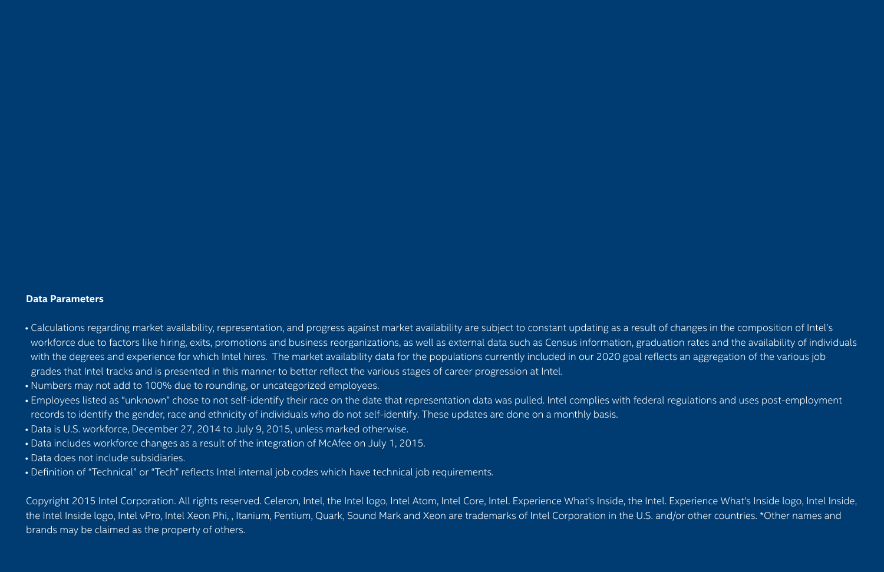**Data Parameters**

- Calculations regarding market availability, representation, and progress against market availability are subject to constant updating as a result of changes in the composition of Intel's workforce due to factors like hiring, exits, promotions and business reorganizations, as well as external data such as Census information, graduation rates and the availability of individuals with the degrees and experience for which Intel hires. The market availability data for the populations currently included in our 2020 goal reflects an aggregation of the various job grades that Intel tracks and is presented in this manner to better reflect the various stages of career progression at Intel.
- Numbers may not add to 100% due to rounding, or uncategorized employees.
- Employees listed as "unknown" chose to not self-identify their race on the date that representation data was pulled. Intel complies with federal regulations and uses post-employment records to identify the gender, race and ethnicity of individuals who do not self-identify. These updates are done on a monthly basis.
- Data is U.S. workforce, December 27, 2014 to July 9, 2015, unless marked otherwise.
- Data includes workforce changes as a result of the integration of McAfee on July 1, 2015.
- Data does not include subsidiaries.
- Definition of "Technical" or "Tech" reflects Intel internal job codes which have technical job requirements.

Copyright 2015 Intel Corporation. All rights reserved. Celeron, Intel, the Intel logo, Intel Atom, Intel Core, Intel. Experience What's Inside, the Intel. Experience What's Inside logo, Intel Inside, the Intel Inside logo, Intel vPro, Intel Xeon Phi, , Itanium, Pentium, Quark, Sound Mark and Xeon are trademarks of Intel Corporation in the U.S. and/or other countries. *Other names and brands may be claimed as the property of others.